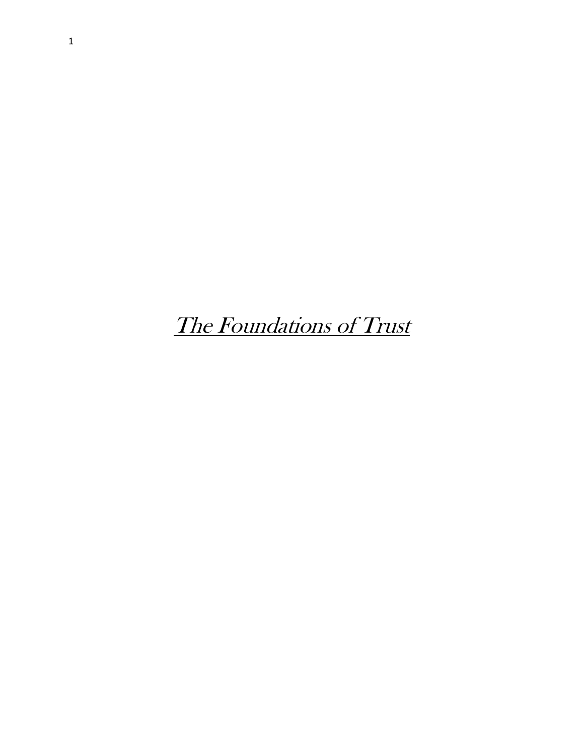# *The Foundations of Trust*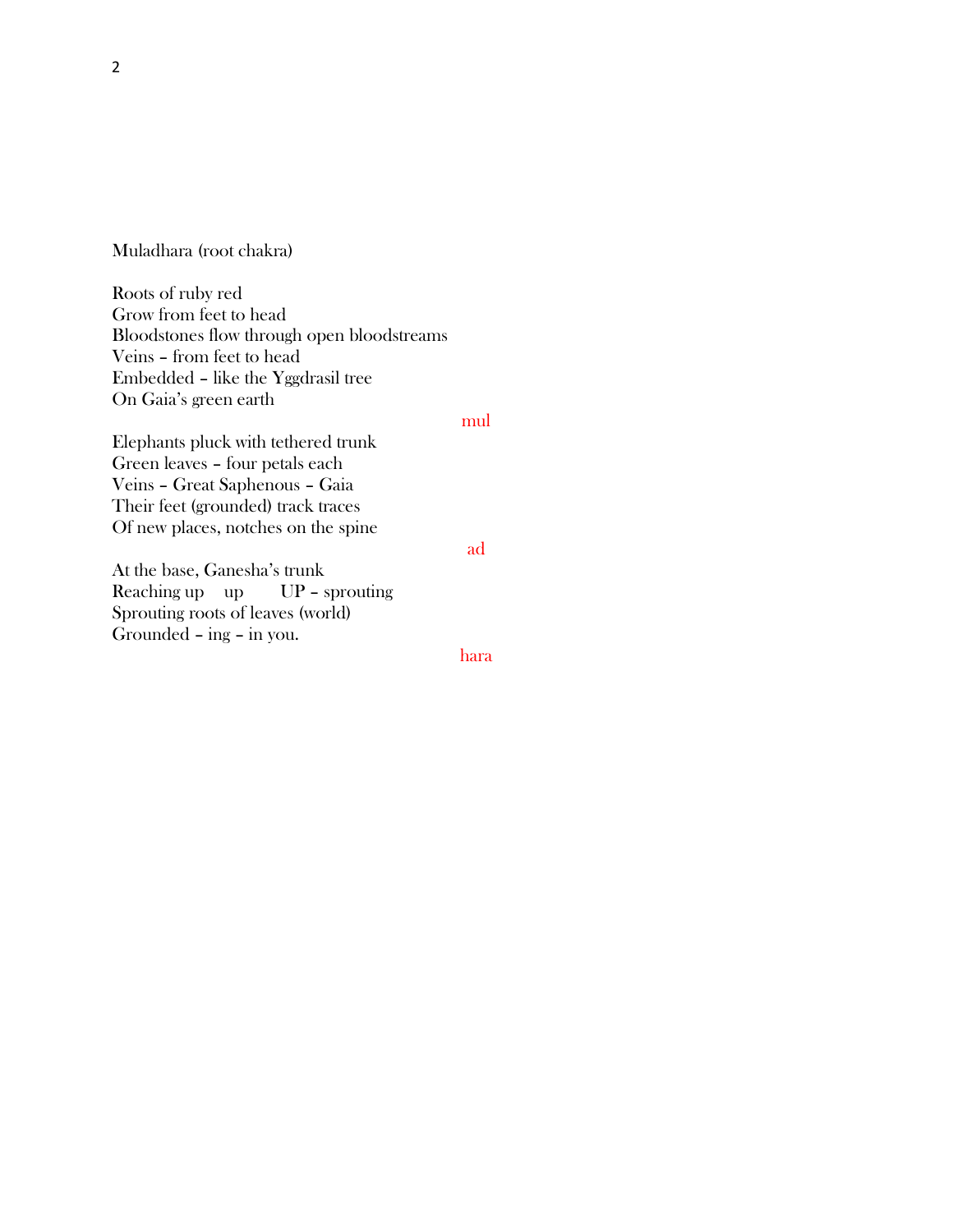Muladhara (root chakra)

Roots of ruby red  
Grow from feet to head  
Bloodstones flow through open bloodstreams  
Veins – from feet to head  
Embedded – like the Yggdrasil tree  
On Gaia's green earth

mul

Elephants pluck with tethered trunk  
Green leaves – four petals each  
Veins – Great Saphenous – Gaia  
Their feet (grounded) track traces  
Of new places, notches on the spine

ad

At the base, Ganesha's trunk  
Reaching up up UP – sprouting  
Sprouting roots of leaves (world)  
Grounded – ing – in you.

hara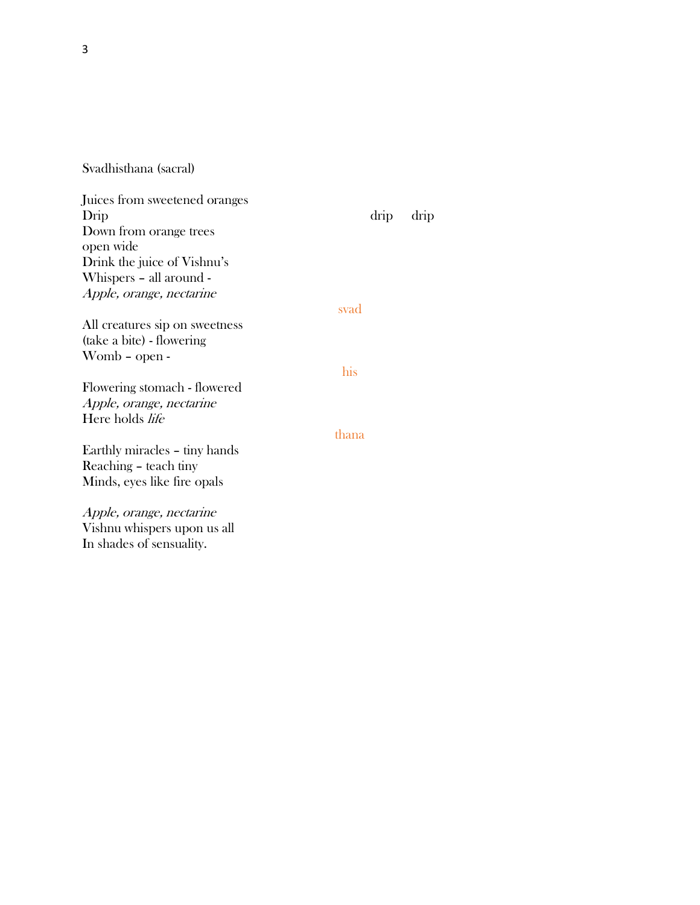Svadhisthana (sacral)

Juices from sweetened oranges  
Drip                                        drip     drip  
Down from orange trees  
open wide  
Drink the juice of Vishnu's  
Whispers – all around -  
*Apple, orange, nectarine*

svad

All creatures sip on sweetness  
(take a bite) - flowering  
Womb – open -

his

Flowering stomach - flowered  
*Apple, orange, nectarine*  
Here holds *life*

thana

Earthly miracles – tiny hands  
Reaching – teach tiny  
Minds, eyes like fire opals

*Apple, orange, nectarine*  
Vishnu whispers upon us all  
In shades of sensuality.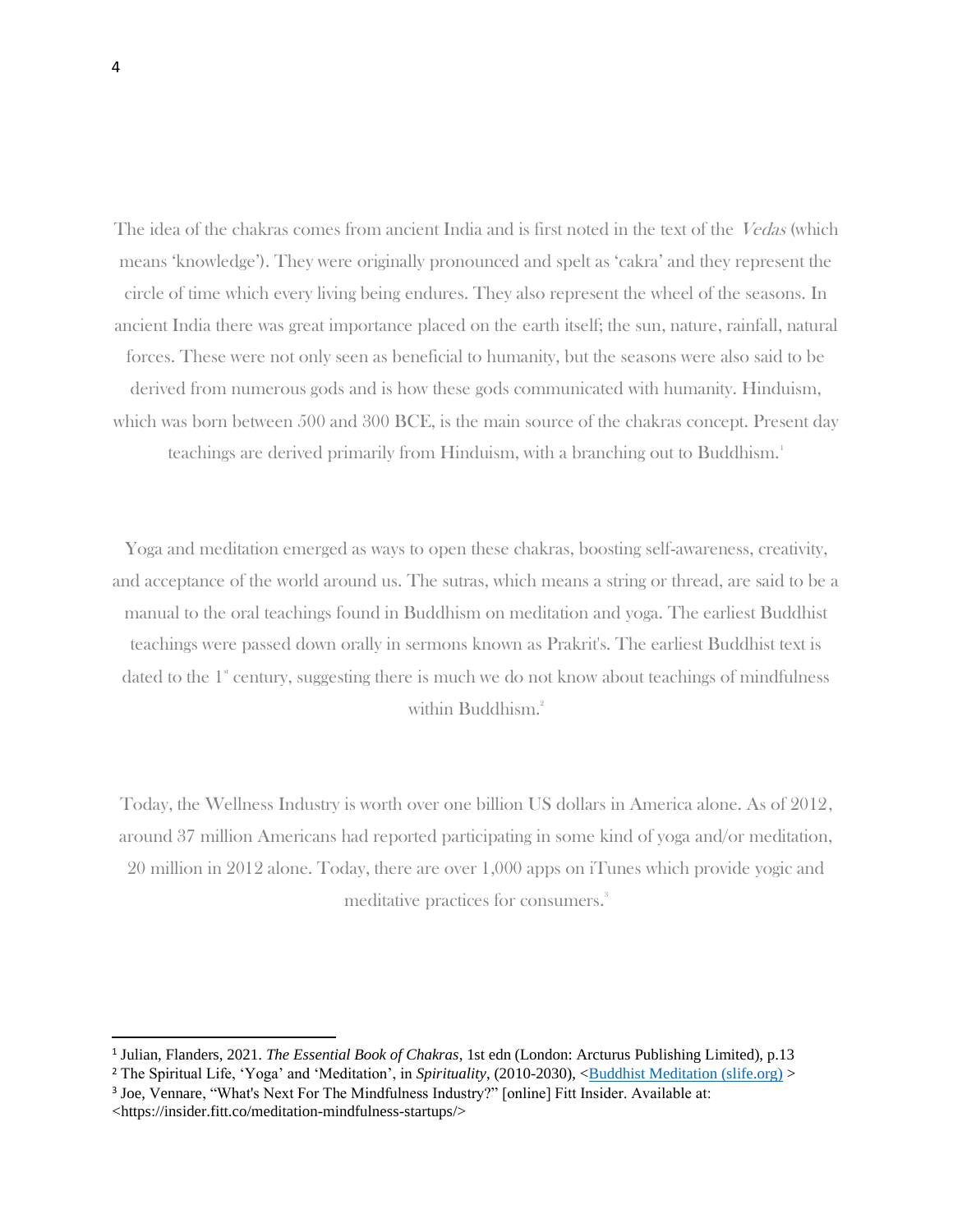The idea of the chakras comes from ancient India and is first noted in the text of the *Vedas* (which means 'knowledge'). They were originally pronounced and spelt as 'cakra' and they represent the circle of time which every living being endures. They also represent the wheel of the seasons. In ancient India there was great importance placed on the earth itself; the sun, nature, rainfall, natural forces. These were not only seen as beneficial to humanity, but the seasons were also said to be derived from numerous gods and is how these gods communicated with humanity. Hinduism, which was born between 500 and 300 BCE, is the main source of the chakras concept. Present day teachings are derived primarily from Hinduism, with a branching out to Buddhism.[1]

Yoga and meditation emerged as ways to open these chakras, boosting self-awareness, creativity, and acceptance of the world around us. The sutras, which means a string or thread, are said to be a manual to the oral teachings found in Buddhism on meditation and yoga. The earliest Buddhist teachings were passed down orally in sermons known as Prakrit's. The earliest Buddhist text is dated to the 1st century, suggesting there is much we do not know about teachings of mindfulness within Buddhism.[2]

Today, the Wellness Industry is worth over one billion US dollars in America alone. As of 2012, around 37 million Americans had reported participating in some kind of yoga and/or meditation, 20 million in 2012 alone. Today, there are over 1,000 apps on iTunes which provide yogic and meditative practices for consumers.[3]

---

[1] Julian, Flanders, 2021. *The Essential Book of Chakras*, 1st edn (London: Arcturus Publishing Limited), p.13

[2] The Spiritual Life, 'Yoga' and 'Meditation', in *Spirituality*, (2010-2030), <Buddhist Meditation (slife.org) >

[3] Joe, Vennare, "What's Next For The Mindfulness Industry?" [online] Fitt Insider. Available at: <https://insider.fitt.co/meditation-mindfulness-startups/>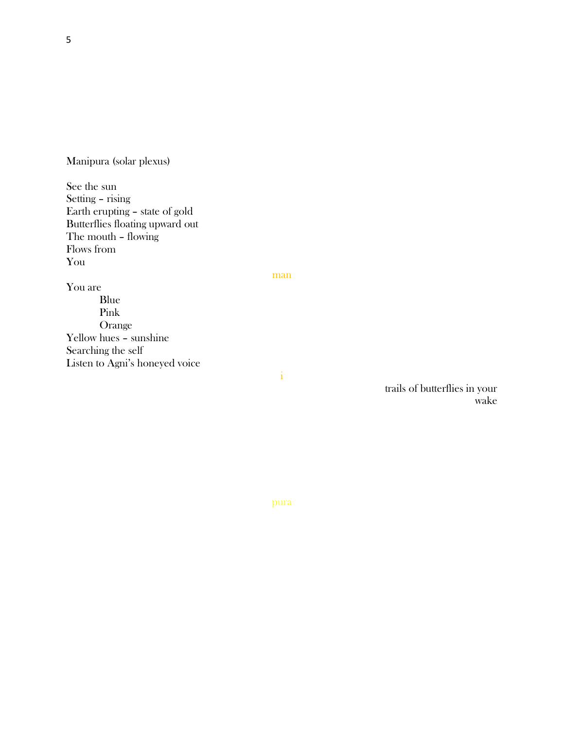Manipura (solar plexus)

See the sun
Setting – rising
Earth erupting – state of gold
Butterflies floating upward out
The mouth – flowing
Flows from
You

man

You are
Blue
Pink
Orange
Yellow hues – sunshine
Searching the self
Listen to Agni's honeyed voice

i

trails of butterflies in your
wake

pura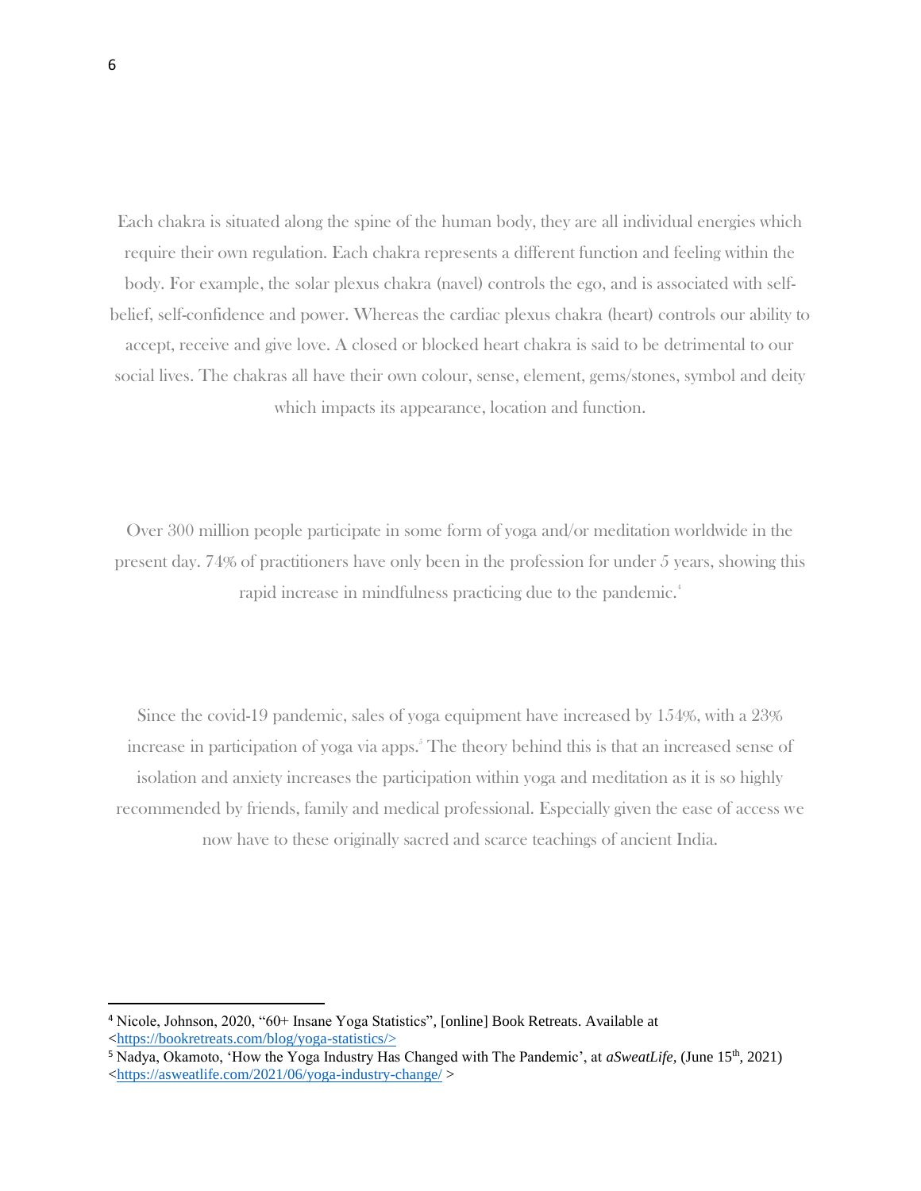Each chakra is situated along the spine of the human body, they are all individual energies which require their own regulation. Each chakra represents a different function and feeling within the body. For example, the solar plexus chakra (navel) controls the ego, and is associated with self-belief, self-confidence and power. Whereas the cardiac plexus chakra (heart) controls our ability to accept, receive and give love. A closed or blocked heart chakra is said to be detrimental to our social lives. The chakras all have their own colour, sense, element, gems/stones, symbol and deity which impacts its appearance, location and function.

Over 300 million people participate in some form of yoga and/or meditation worldwide in the present day. 74% of practitioners have only been in the profession for under 5 years, showing this rapid increase in mindfulness practicing due to the pandemic.[4]

Since the covid-19 pandemic, sales of yoga equipment have increased by 154%, with a 23% increase in participation of yoga via apps.[5] The theory behind this is that an increased sense of isolation and anxiety increases the participation within yoga and meditation as it is so highly recommended by friends, family and medical professional. Especially given the ease of access we now have to these originally sacred and scarce teachings of ancient India.

---

[4] Nicole, Johnson, 2020, "60+ Insane Yoga Statistics", [online] Book Retreats. Available at <https://bookretreats.com/blog/yoga-statistics/>

[5] Nadya, Okamoto, 'How the Yoga Industry Has Changed with The Pandemic', at *aSweatLife,* (June 15th, 2021) <https://asweatlife.com/2021/06/yoga-industry-change/ >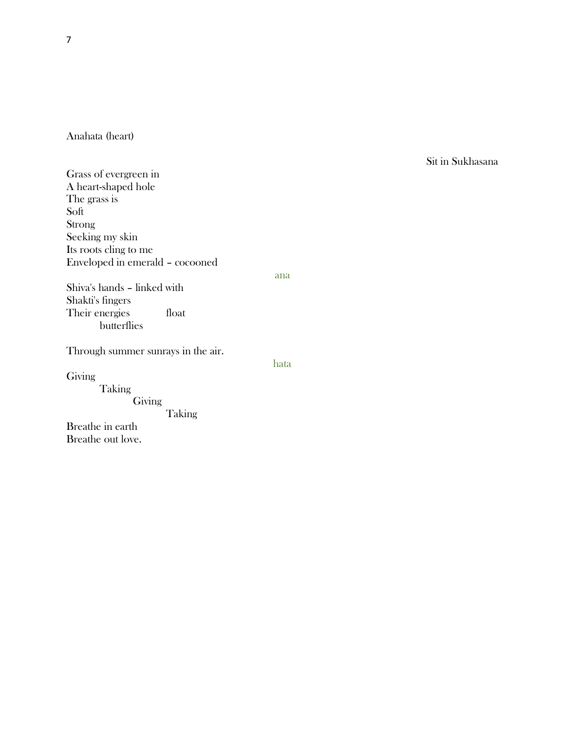Anahata (heart)

Sit in Sukhasana

Grass of evergreen in
A heart-shaped hole
The grass is
Soft
Strong
Seeking my skin
Its roots cling to me
Enveloped in emerald – cocooned

ana

Shiva's hands – linked with
Shakti's fingers
Their energies float
butterflies

Through summer sunrays in the air.

hata

Giving
Taking
Giving
Taking
Breathe in earth
Breathe out love.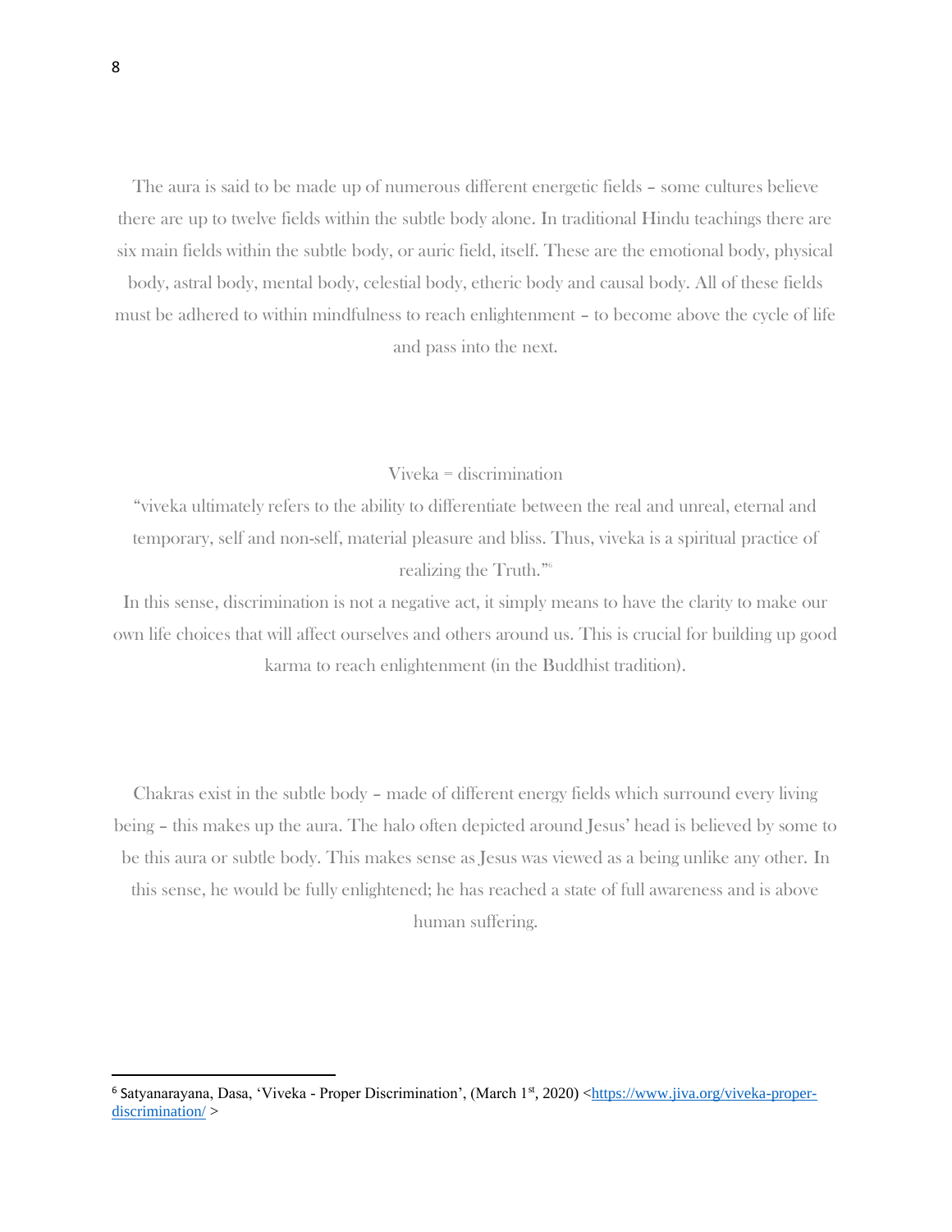The aura is said to be made up of numerous different energetic fields – some cultures believe there are up to twelve fields within the subtle body alone. In traditional Hindu teachings there are six main fields within the subtle body, or auric field, itself. These are the emotional body, physical body, astral body, mental body, celestial body, etheric body and causal body. All of these fields must be adhered to within mindfulness to reach enlightenment – to become above the cycle of life and pass into the next.

Viveka = discrimination

"viveka ultimately refers to the ability to differentiate between the real and unreal, eternal and temporary, self and non-self, material pleasure and bliss. Thus, viveka is a spiritual practice of realizing the Truth."[6]

In this sense, discrimination is not a negative act, it simply means to have the clarity to make our own life choices that will affect ourselves and others around us. This is crucial for building up good karma to reach enlightenment (in the Buddhist tradition).

Chakras exist in the subtle body – made of different energy fields which surround every living being – this makes up the aura. The halo often depicted around Jesus' head is believed by some to be this aura or subtle body. This makes sense as Jesus was viewed as a being unlike any other. In this sense, he would be fully enlightened; he has reached a state of full awareness and is above human suffering.

---

[6] Satyanarayana, Dasa, 'Viveka - Proper Discrimination', (March 1st, 2020) <https://www.jiva.org/viveka-proper-discrimination/ >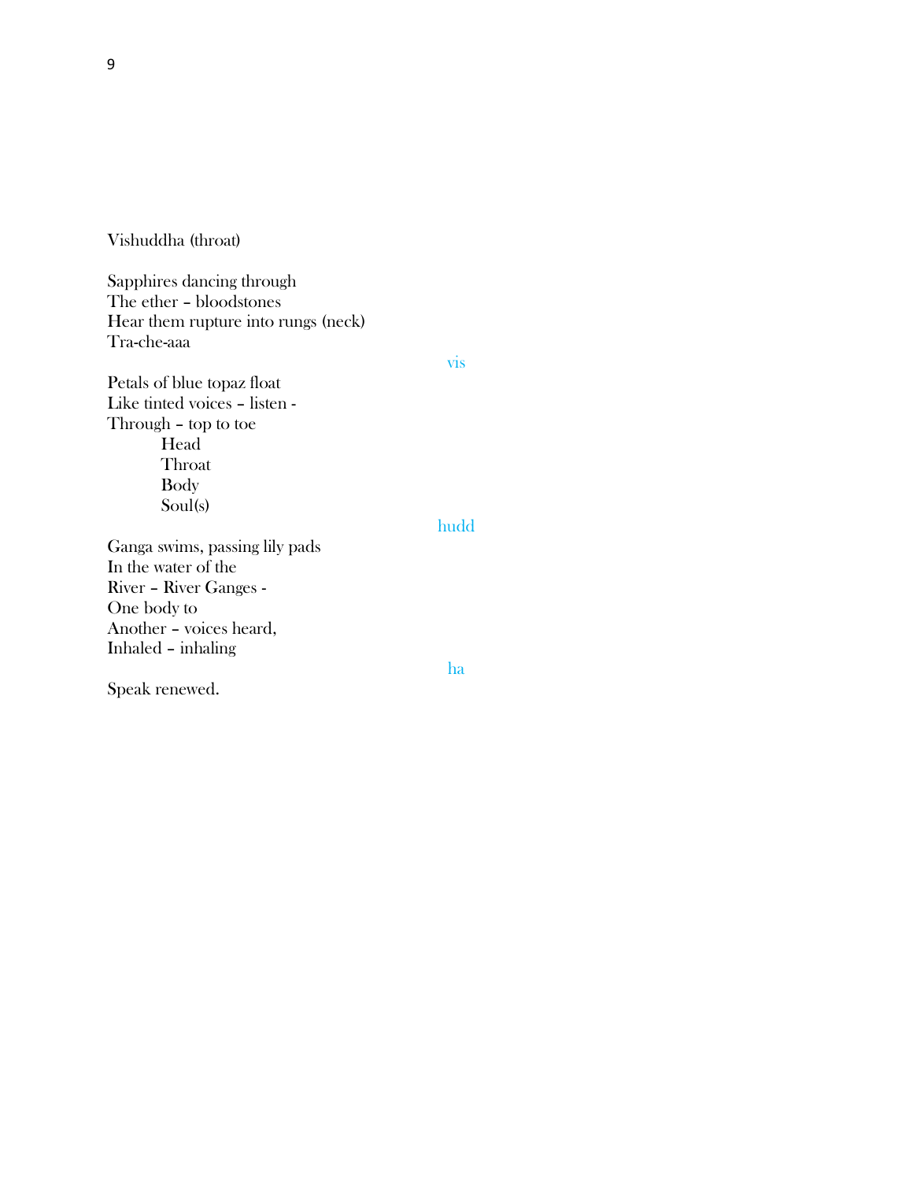Vishuddha (throat)

Sapphires dancing through  
The ether – bloodstones  
Hear them rupture into rungs (neck)  
Tra-che-aaa

vis

Petals of blue topaz float  
Like tinted voices – listen -  
Through – top to toe  
    Head  
    Throat  
    Body  
    Soul(s)

hudd

Ganga swims, passing lily pads  
In the water of the  
River – River Ganges -  
One body to  
Another – voices heard,  
Inhaled – inhaling

ha

Speak renewed.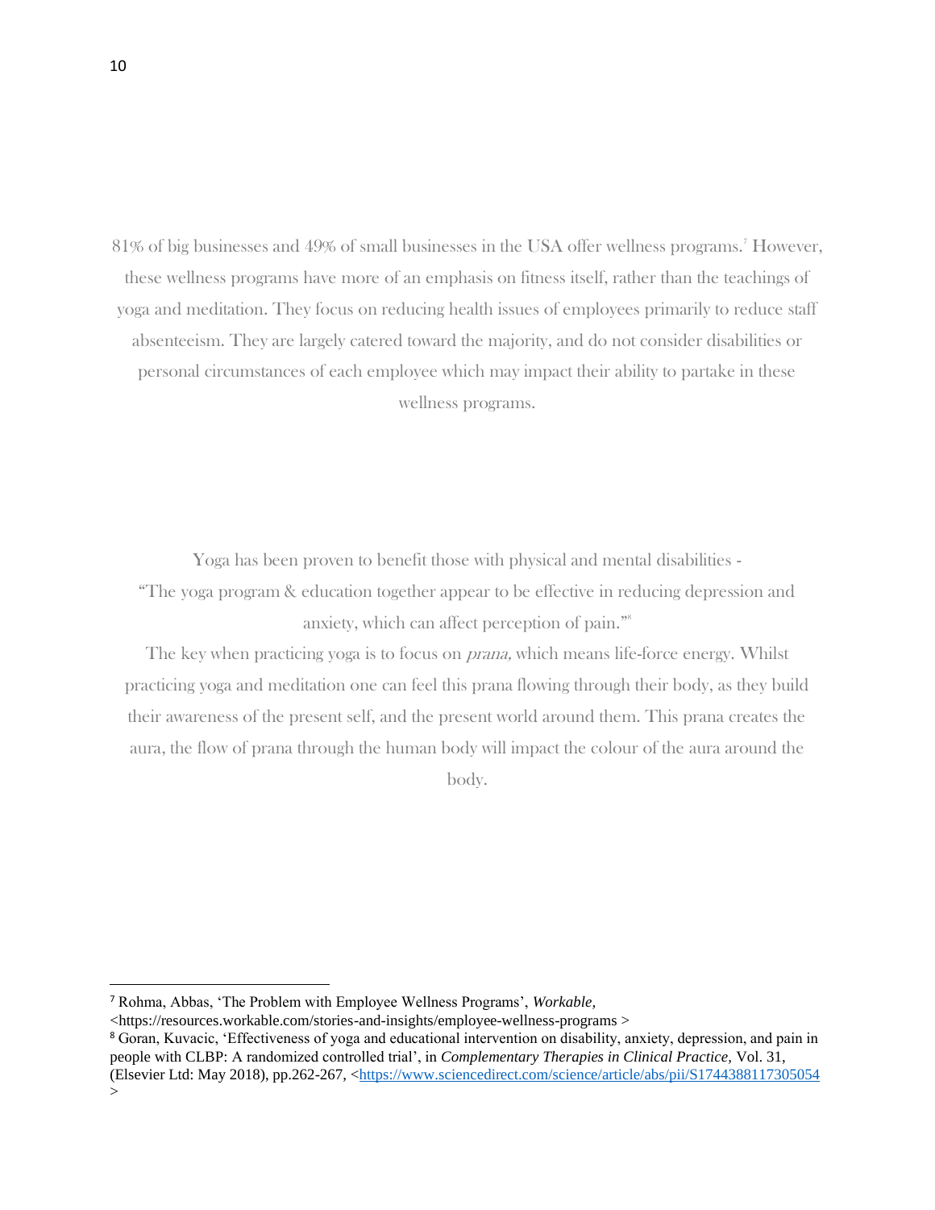81% of big businesses and 49% of small businesses in the USA offer wellness programs.[7] However, these wellness programs have more of an emphasis on fitness itself, rather than the teachings of yoga and meditation. They focus on reducing health issues of employees primarily to reduce staff absenteeism. They are largely catered toward the majority, and do not consider disabilities or personal circumstances of each employee which may impact their ability to partake in these wellness programs.

Yoga has been proven to benefit those with physical and mental disabilities - "The yoga program & education together appear to be effective in reducing depression and anxiety, which can affect perception of pain."[8]

The key when practicing yoga is to focus on *prana,* which means life-force energy. Whilst practicing yoga and meditation one can feel this prana flowing through their body, as they build their awareness of the present self, and the present world around them. This prana creates the aura, the flow of prana through the human body will impact the colour of the aura around the body.

---

[7] Rohma, Abbas, 'The Problem with Employee Wellness Programs', *Workable,* <https://resources.workable.com/stories-and-insights/employee-wellness-programs >

[8] Goran, Kuvacic, 'Effectiveness of yoga and educational intervention on disability, anxiety, depression, and pain in people with CLBP: A randomized controlled trial', in *Complementary Therapies in Clinical Practice,* Vol. 31, (Elsevier Ltd: May 2018), pp.262-267, <https://www.sciencedirect.com/science/article/abs/pii/S1744388117305054 >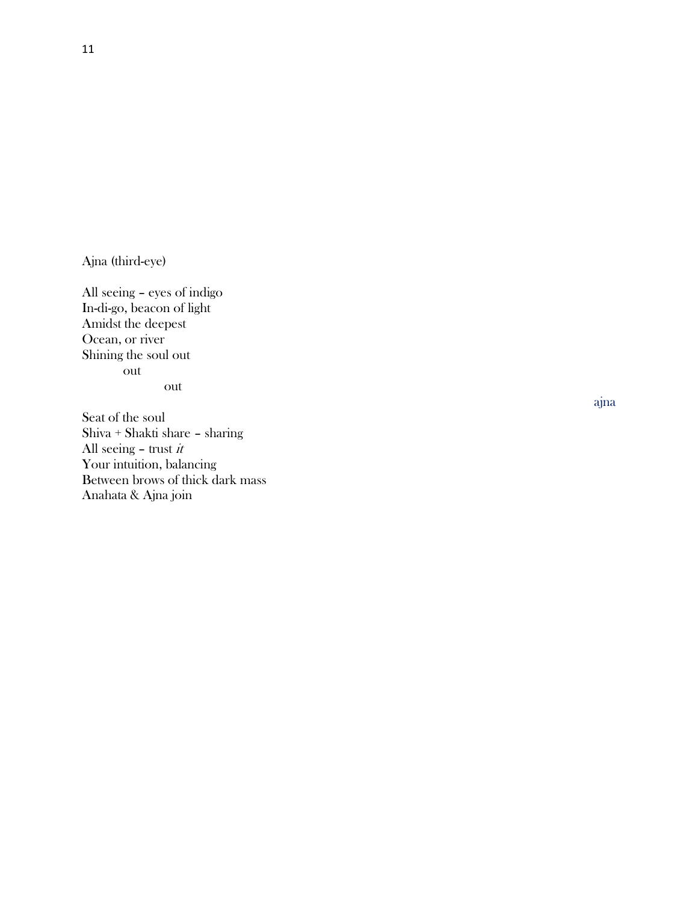Ajna (third-eye)

All seeing – eyes of indigo
In-di-go, beacon of light
Amidst the deepest
Ocean, or river
Shining the soul out
      out
            out

ajna

Seat of the soul
Shiva + Shakti share – sharing
All seeing – trust *it*
Your intuition, balancing
Between brows of thick dark mass
Anahata & Ajna join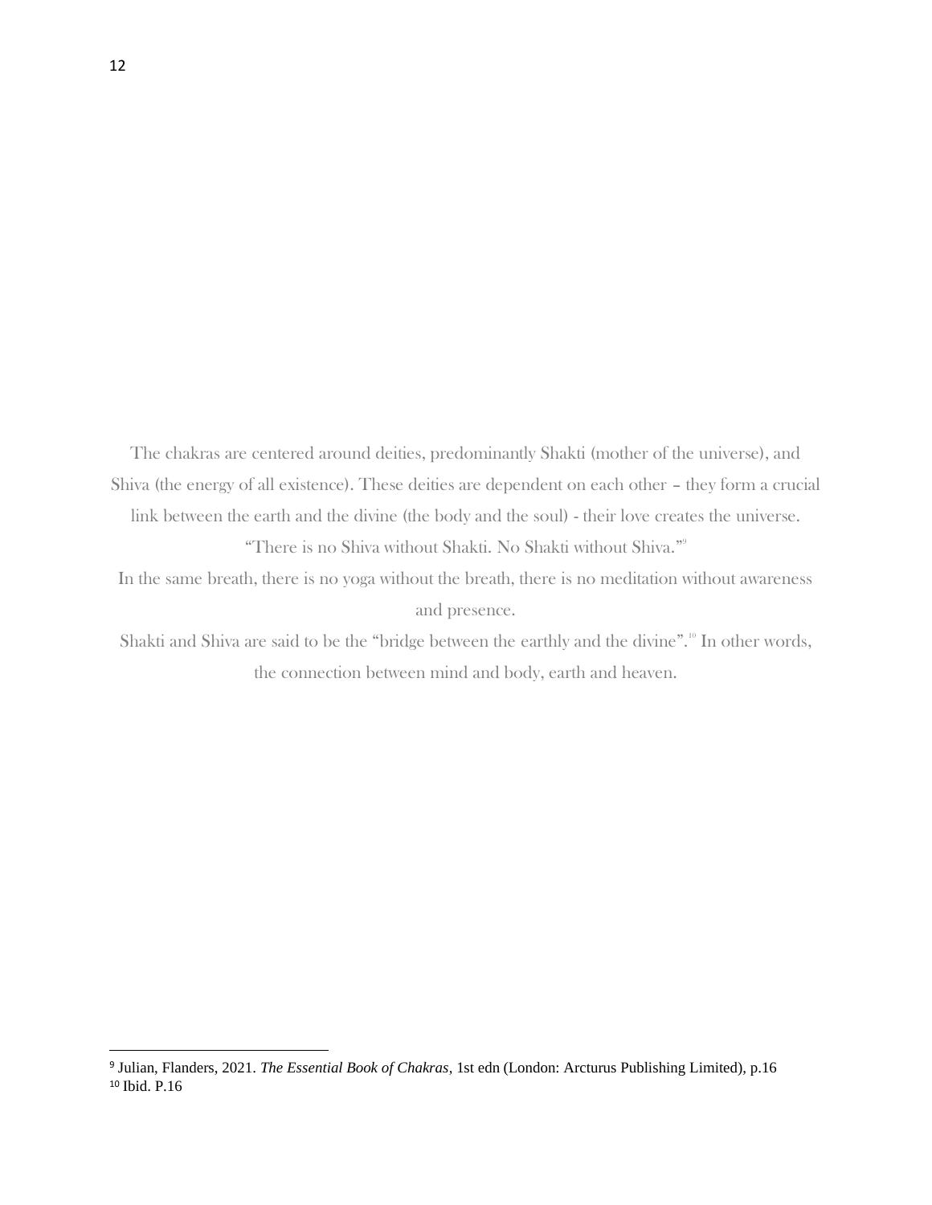The chakras are centered around deities, predominantly Shakti (mother of the universe), and Shiva (the energy of all existence). These deities are dependent on each other – they form a crucial link between the earth and the divine (the body and the soul) - their love creates the universe. "There is no Shiva without Shakti. No Shakti without Shiva."[9]

In the same breath, there is no yoga without the breath, there is no meditation without awareness and presence.

Shakti and Shiva are said to be the "bridge between the earthly and the divine".[10] In other words, the connection between mind and body, earth and heaven.

---

[9] Julian, Flanders, 2021. *The Essential Book of Chakras*, 1st edn (London: Arcturus Publishing Limited), p.16

[10] Ibid. P.16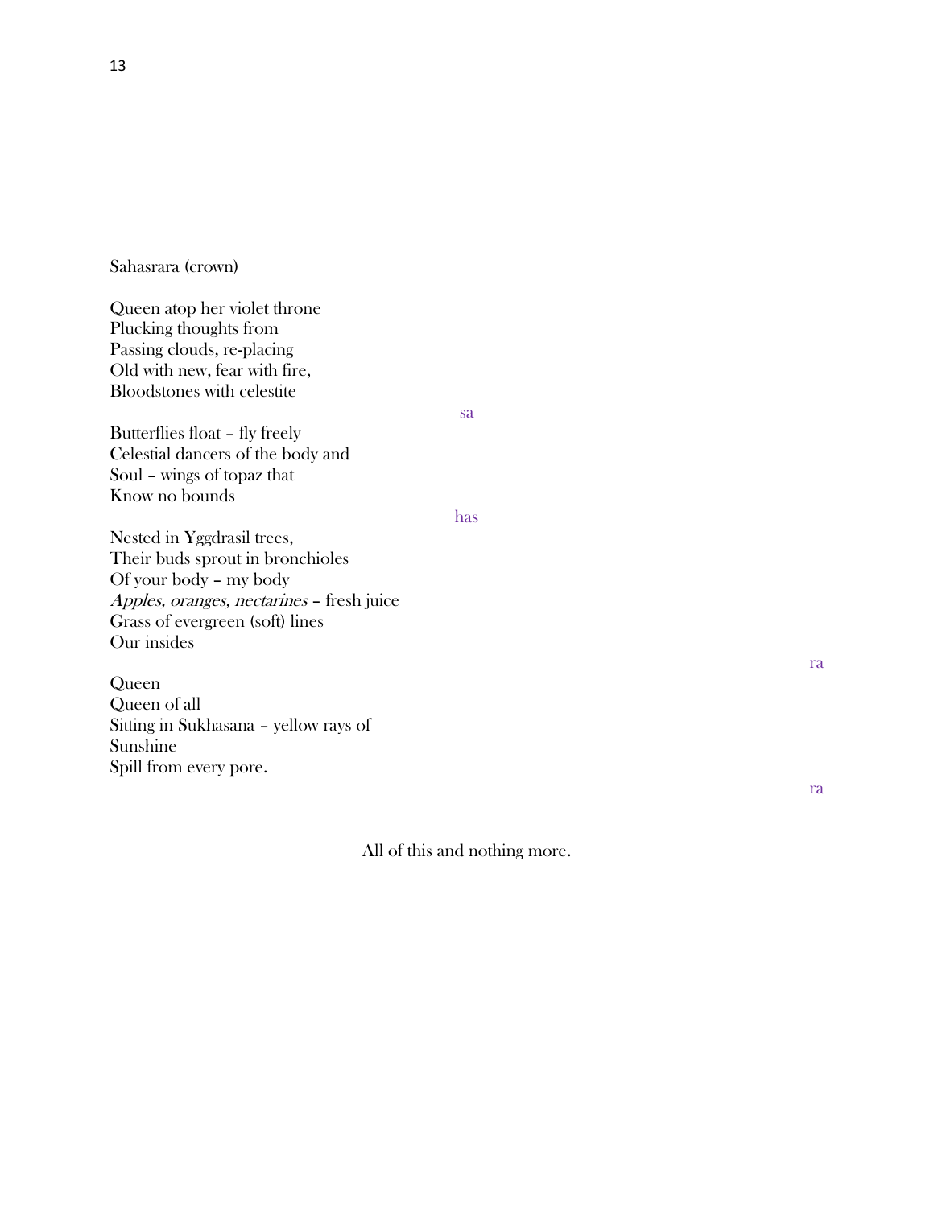Sahasrara (crown)

Queen atop her violet throne  
Plucking thoughts from  
Passing clouds, re-placing  
Old with new, fear with fire,  
Bloodstones with celestite

sa

Butterflies float – fly freely  
Celestial dancers of the body and  
Soul – wings of topaz that  
Know no bounds

has

Nested in Yggdrasil trees,  
Their buds sprout in bronchioles  
Of your body – my body  
*Apples, oranges, nectarines* – fresh juice  
Grass of evergreen (soft) lines  
Our insides

ra

Queen  
Queen of all  
Sitting in Sukhasana – yellow rays of  
Sunshine  
Spill from every pore.

ra

All of this and nothing more.